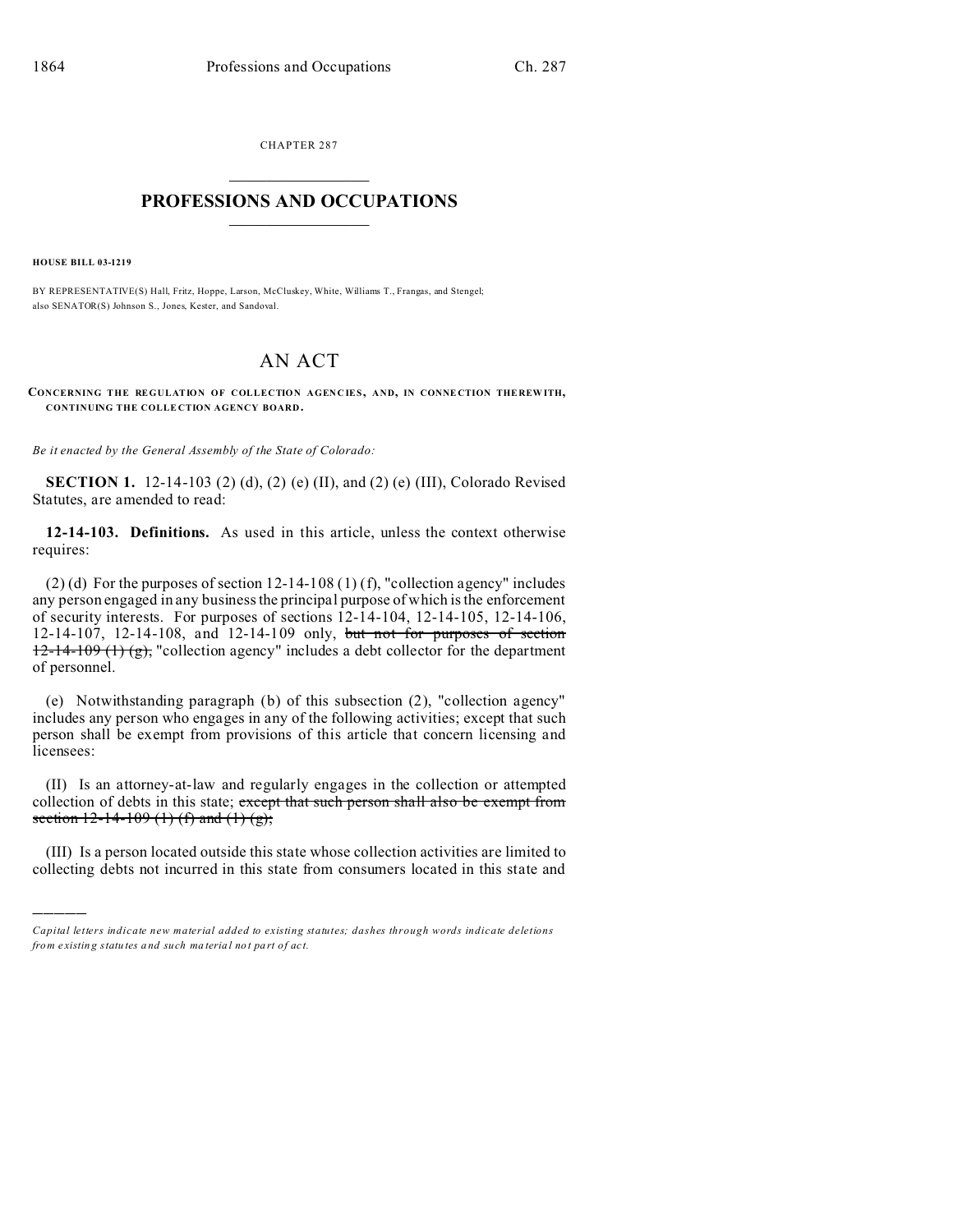CHAPTER 287

# PROFESSIONS AND OCCUPATIONS

**HOUSE BILL 03-1219**

BY REPRESENTATIVE(S) Hall, Fritz, Hoppe, Larson, McCluskey, White, Williams T., Frangas, and Stengel; also SENATOR(S) Johnson S., Jones, Kester, and Sandoval.

## AN ACT

**CONCERNING THE REGULATION OF COLLECTION AGENCIES, AND, IN CONNECTION THEREWITH, CONTINUING THE COLLECTION AGENCY BOARD.**

*Be it enacted by the General Assembly of the State of Colorado:*

**SECTION 1.** 12-14-103 (2) (d), (2) (e) (II), and (2) (e) (III), Colorado Revised Statutes, are amended to read:

**12-14-103. Definitions.** As used in this article, unless the context otherwise requires:

(2) (d) For the purposes of section 12-14-108 (1) (f), "collection agency" includes any person engaged in any business the principal purpose of which is the enforcement of security interests. For purposes of sections 12-14-104, 12-14-105, 12-14-106, 12-14-107, 12-14-108, and 12-14-109 only, ~~but not for purposes of section 12-14-109 (1) (g),~~ "collection agency" includes a debt collector for the department of personnel.

(e) Notwithstanding paragraph (b) of this subsection (2), "collection agency" includes any person who engages in any of the following activities; except that such person shall be exempt from provisions of this article that concern licensing and licensees:

(II) Is an attorney-at-law and regularly engages in the collection or attempted collection of debts in this state; ~~except that such person shall also be exempt from section 12-14-109 (1) (f) and (1) (g);~~

(III) Is a person located outside this state whose collection activities are limited to collecting debts not incurred in this state from consumers located in this state and

---

*Capital letters indicate new material added to existing statutes; dashes through words indicate deletions from existing statutes and such material not part of act.*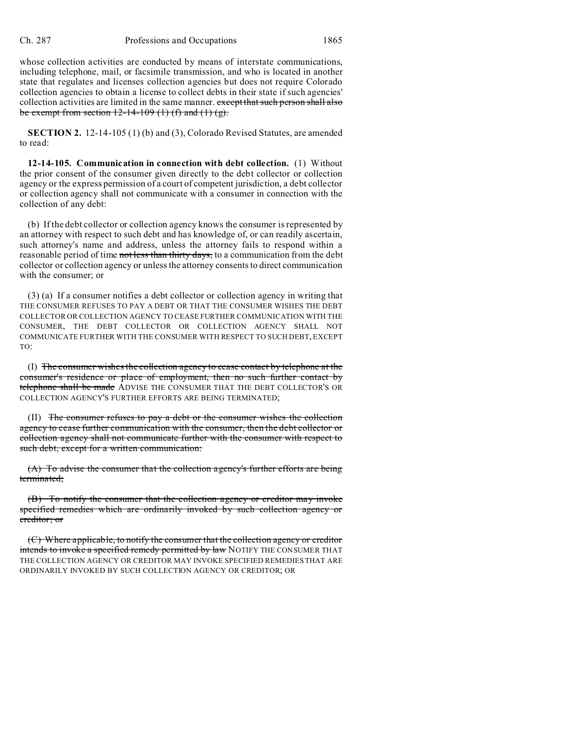whose collection activities are conducted by means of interstate communications, including telephone, mail, or facsimile transmission, and who is located in another state that regulates and licenses collection agencies but does not require Colorado collection agencies to obtain a license to collect debts in their state if such agencies' collection activities are limited in the same manner. ~~except that such person shall also be exempt from section 12-14-109 (1) (f) and (1) (g).~~

**SECTION 2.** 12-14-105 (1) (b) and (3), Colorado Revised Statutes, are amended to read:

**12-14-105. Communication in connection with debt collection.** (1) Without the prior consent of the consumer given directly to the debt collector or collection agency or the express permission of a court of competent jurisdiction, a debt collector or collection agency shall not communicate with a consumer in connection with the collection of any debt:

(b) If the debt collector or collection agency knows the consumer is represented by an attorney with respect to such debt and has knowledge of, or can readily ascertain, such attorney's name and address, unless the attorney fails to respond within a reasonable period of time ~~not less than thirty days,~~ to a communication from the debt collector or collection agency or unless the attorney consents to direct communication with the consumer; or

(3) (a) If a consumer notifies a debt collector or collection agency in writing that THE CONSUMER REFUSES TO PAY A DEBT OR THAT THE CONSUMER WISHES THE DEBT COLLECTOR OR COLLECTION AGENCY TO CEASE FURTHER COMMUNICATION WITH THE CONSUMER, THE DEBT COLLECTOR OR COLLECTION AGENCY SHALL NOT COMMUNICATE FURTHER WITH THE CONSUMER WITH RESPECT TO SUCH DEBT, EXCEPT TO:

(I) ~~The consumer wishes the collection agency to cease contact by telephone at the consumer's residence or place of employment, then no such further contact by telephone shall be made~~ ADVISE THE CONSUMER THAT THE DEBT COLLECTOR'S OR COLLECTION AGENCY'S FURTHER EFFORTS ARE BEING TERMINATED;

(II) ~~The consumer refuses to pay a debt or the consumer wishes the collection agency to cease further communication with the consumer, then the debt collector or collection agency shall not communicate further with the consumer with respect to such debt, except for a written communication:~~

~~(A) To advise the consumer that the collection agency's further efforts are being terminated;~~

~~(B) To notify the consumer that the collection agency or creditor may invoke specified remedies which are ordinarily invoked by such collection agency or creditor; or~~

~~(C) Where applicable, to notify the consumer that the collection agency or creditor intends to invoke a specified remedy permitted by law~~ NOTIFY THE CONSUMER THAT THE COLLECTION AGENCY OR CREDITOR MAY INVOKE SPECIFIED REMEDIES THAT ARE ORDINARILY INVOKED BY SUCH COLLECTION AGENCY OR CREDITOR; OR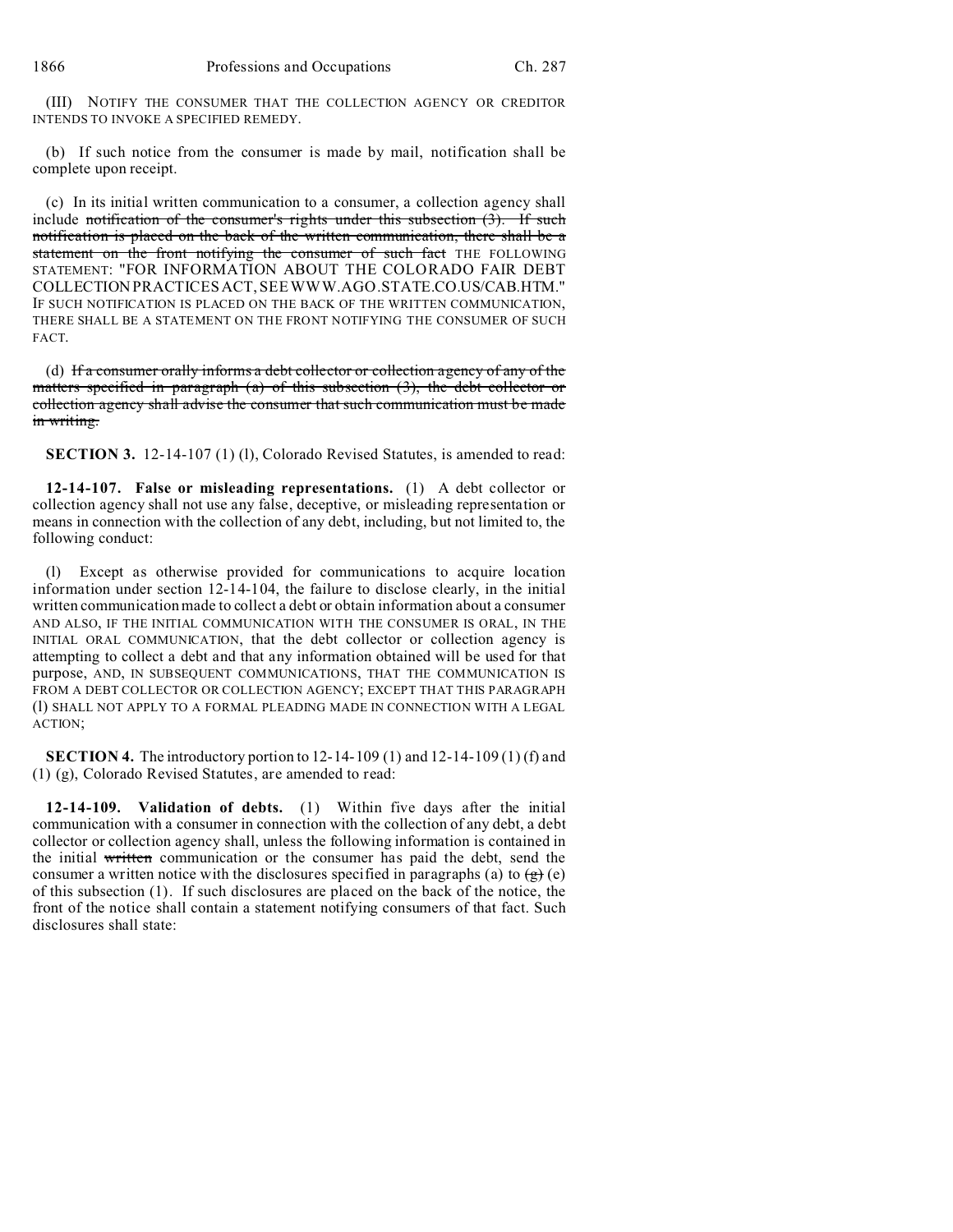(III) NOTIFY THE CONSUMER THAT THE COLLECTION AGENCY OR CREDITOR INTENDS TO INVOKE A SPECIFIED REMEDY.

(b) If such notice from the consumer is made by mail, notification shall be complete upon receipt.

(c) In its initial written communication to a consumer, a collection agency shall include ~~notification of the consumer's rights under this subsection (3). If such notification is placed on the back of the written communication, there shall be a statement on the front notifying the consumer of such fact~~ THE FOLLOWING STATEMENT: "FOR INFORMATION ABOUT THE COLORADO FAIR DEBT COLLECTION PRACTICES ACT, SEE WWW.AGO.STATE.CO.US/CAB.HTM." IF SUCH NOTIFICATION IS PLACED ON THE BACK OF THE WRITTEN COMMUNICATION, THERE SHALL BE A STATEMENT ON THE FRONT NOTIFYING THE CONSUMER OF SUCH FACT.

(d) ~~If a consumer orally informs a debt collector or collection agency of any of the matters specified in paragraph (a) of this subsection (3), the debt collector or collection agency shall advise the consumer that such communication must be made in writing.~~

**SECTION 3.** 12-14-107 (1) (l), Colorado Revised Statutes, is amended to read:

**12-14-107. False or misleading representations.** (1) A debt collector or collection agency shall not use any false, deceptive, or misleading representation or means in connection with the collection of any debt, including, but not limited to, the following conduct:

(l) Except as otherwise provided for communications to acquire location information under section 12-14-104, the failure to disclose clearly, in the initial written communication made to collect a debt or obtain information about a consumer AND ALSO, IF THE INITIAL COMMUNICATION WITH THE CONSUMER IS ORAL, IN THE INITIAL ORAL COMMUNICATION, that the debt collector or collection agency is attempting to collect a debt and that any information obtained will be used for that purpose, AND, IN SUBSEQUENT COMMUNICATIONS, THAT THE COMMUNICATION IS FROM A DEBT COLLECTOR OR COLLECTION AGENCY; EXCEPT THAT THIS PARAGRAPH (l) SHALL NOT APPLY TO A FORMAL PLEADING MADE IN CONNECTION WITH A LEGAL ACTION;

**SECTION 4.** The introductory portion to 12-14-109 (1) and 12-14-109 (1) (f) and (1) (g), Colorado Revised Statutes, are amended to read:

**12-14-109. Validation of debts.** (1) Within five days after the initial communication with a consumer in connection with the collection of any debt, a debt collector or collection agency shall, unless the following information is contained in the initial ~~written~~ communication or the consumer has paid the debt, send the consumer a written notice with the disclosures specified in paragraphs (a) to ~~(g)~~ (e) of this subsection (1). If such disclosures are placed on the back of the notice, the front of the notice shall contain a statement notifying consumers of that fact. Such disclosures shall state: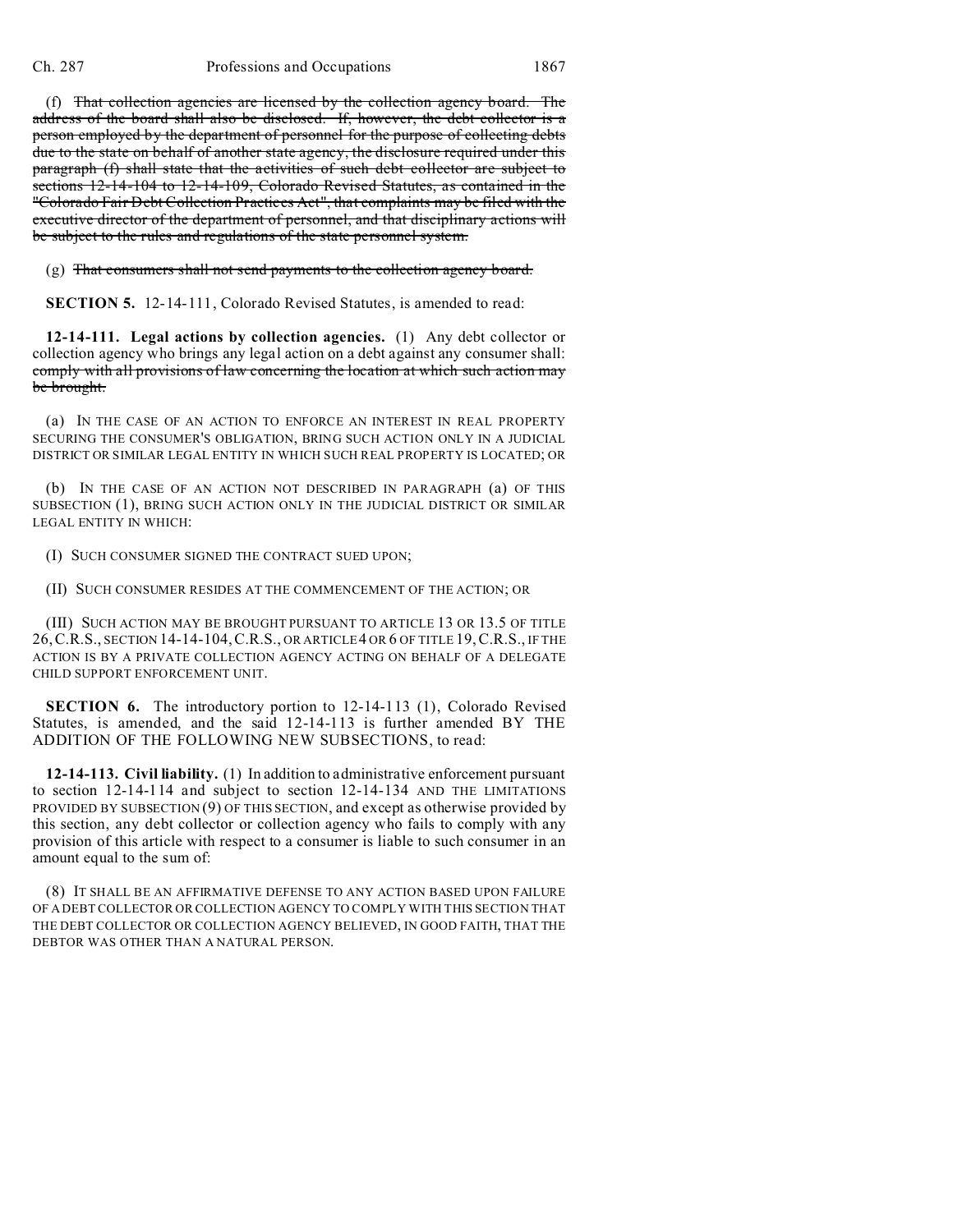(f) ~~That collection agencies are licensed by the collection agency board. The address of the board shall also be disclosed. If, however, the debt collector is a person employed by the department of personnel for the purpose of collecting debts due to the state on behalf of another state agency, the disclosure required under this paragraph (f) shall state that the activities of such debt collector are subject to sections 12-14-104 to 12-14-109, Colorado Revised Statutes, as contained in the "Colorado Fair Debt Collection Practices Act", that complaints may be filed with the executive director of the department of personnel, and that disciplinary actions will be subject to the rules and regulations of the state personnel system.~~

(g) ~~That consumers shall not send payments to the collection agency board.~~

**SECTION 5.** 12-14-111, Colorado Revised Statutes, is amended to read:

**12-14-111. Legal actions by collection agencies.** (1) Any debt collector or collection agency who brings any legal action on a debt against any consumer shall: ~~comply with all provisions of law concerning the location at which such action may be brought.~~

(a) IN THE CASE OF AN ACTION TO ENFORCE AN INTEREST IN REAL PROPERTY SECURING THE CONSUMER'S OBLIGATION, BRING SUCH ACTION ONLY IN A JUDICIAL DISTRICT OR SIMILAR LEGAL ENTITY IN WHICH SUCH REAL PROPERTY IS LOCATED; OR

(b) IN THE CASE OF AN ACTION NOT DESCRIBED IN PARAGRAPH (a) OF THIS SUBSECTION (1), BRING SUCH ACTION ONLY IN THE JUDICIAL DISTRICT OR SIMILAR LEGAL ENTITY IN WHICH:

(I) SUCH CONSUMER SIGNED THE CONTRACT SUED UPON;

(II) SUCH CONSUMER RESIDES AT THE COMMENCEMENT OF THE ACTION; OR

(III) SUCH ACTION MAY BE BROUGHT PURSUANT TO ARTICLE 13 OR 13.5 OF TITLE 26, C.R.S., SECTION 14-14-104, C.R.S., OR ARTICLE 4 OR 6 OF TITLE 19, C.R.S., IF THE ACTION IS BY A PRIVATE COLLECTION AGENCY ACTING ON BEHALF OF A DELEGATE CHILD SUPPORT ENFORCEMENT UNIT.

**SECTION 6.** The introductory portion to 12-14-113 (1), Colorado Revised Statutes, is amended, and the said 12-14-113 is further amended BY THE ADDITION OF THE FOLLOWING NEW SUBSECTIONS, to read:

**12-14-113. Civil liability.** (1) In addition to administrative enforcement pursuant to section 12-14-114 and subject to section 12-14-134 AND THE LIMITATIONS PROVIDED BY SUBSECTION (9) OF THIS SECTION, and except as otherwise provided by this section, any debt collector or collection agency who fails to comply with any provision of this article with respect to a consumer is liable to such consumer in an amount equal to the sum of:

(8) IT SHALL BE AN AFFIRMATIVE DEFENSE TO ANY ACTION BASED UPON FAILURE OF A DEBT COLLECTOR OR COLLECTION AGENCY TO COMPLY WITH THIS SECTION THAT THE DEBT COLLECTOR OR COLLECTION AGENCY BELIEVED, IN GOOD FAITH, THAT THE DEBTOR WAS OTHER THAN A NATURAL PERSON.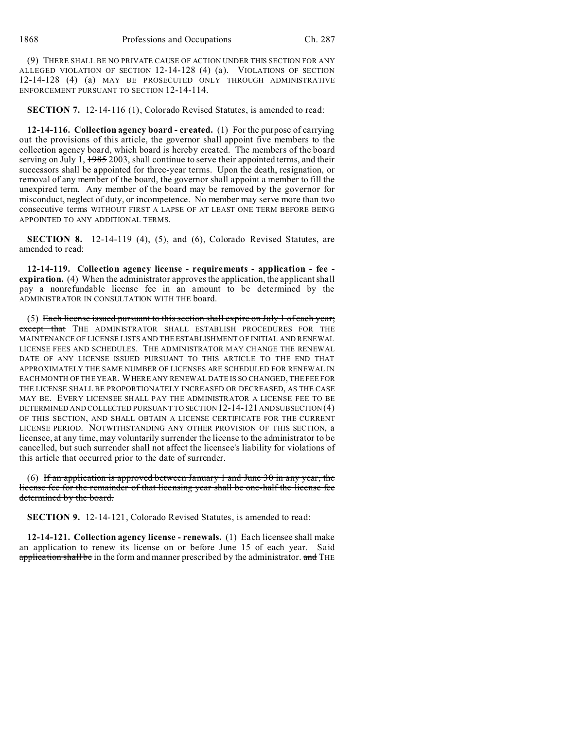(9) THERE SHALL BE NO PRIVATE CAUSE OF ACTION UNDER THIS SECTION FOR ANY ALLEGED VIOLATION OF SECTION 12-14-128 (4) (a). VIOLATIONS OF SECTION 12-14-128 (4) (a) MAY BE PROSECUTED ONLY THROUGH ADMINISTRATIVE ENFORCEMENT PURSUANT TO SECTION 12-14-114.

**SECTION 7.** 12-14-116 (1), Colorado Revised Statutes, is amended to read:

**12-14-116. Collection agency board - created.** (1) For the purpose of carrying out the provisions of this article, the governor shall appoint five members to the collection agency board, which board is hereby created. The members of the board serving on July 1, ~~1985~~ 2003, shall continue to serve their appointed terms, and their successors shall be appointed for three-year terms. Upon the death, resignation, or removal of any member of the board, the governor shall appoint a member to fill the unexpired term. Any member of the board may be removed by the governor for misconduct, neglect of duty, or incompetence. No member may serve more than two consecutive terms WITHOUT FIRST A LAPSE OF AT LEAST ONE TERM BEFORE BEING APPOINTED TO ANY ADDITIONAL TERMS.

**SECTION 8.** 12-14-119 (4), (5), and (6), Colorado Revised Statutes, are amended to read:

**12-14-119. Collection agency license - requirements - application - fee - expiration.** (4) When the administrator approves the application, the applicant shall pay a nonrefundable license fee in an amount to be determined by the ADMINISTRATOR IN CONSULTATION WITH THE board.

(5) ~~Each license issued pursuant to this section shall expire on July 1 of each year; except that~~ THE ADMINISTRATOR SHALL ESTABLISH PROCEDURES FOR THE MAINTENANCE OF LICENSE LISTS AND THE ESTABLISHMENT OF INITIAL AND RENEWAL LICENSE FEES AND SCHEDULES. THE ADMINISTRATOR MAY CHANGE THE RENEWAL DATE OF ANY LICENSE ISSUED PURSUANT TO THIS ARTICLE TO THE END THAT APPROXIMATELY THE SAME NUMBER OF LICENSES ARE SCHEDULED FOR RENEWAL IN EACH MONTH OF THE YEAR. WHERE ANY RENEWAL DATE IS SO CHANGED, THE FEE FOR THE LICENSE SHALL BE PROPORTIONATELY INCREASED OR DECREASED, AS THE CASE MAY BE. EVERY LICENSEE SHALL PAY THE ADMINISTRATOR A LICENSE FEE TO BE DETERMINED AND COLLECTED PURSUANT TO SECTION 12-14-121 AND SUBSECTION (4) OF THIS SECTION, AND SHALL OBTAIN A LICENSE CERTIFICATE FOR THE CURRENT LICENSE PERIOD. NOTWITHSTANDING ANY OTHER PROVISION OF THIS SECTION, a licensee, at any time, may voluntarily surrender the license to the administrator to be cancelled, but such surrender shall not affect the licensee's liability for violations of this article that occurred prior to the date of surrender.

(6) ~~If an application is approved between January 1 and June 30 in any year, the license fee for the remainder of that licensing year shall be one-half the license fee determined by the board.~~

**SECTION 9.** 12-14-121, Colorado Revised Statutes, is amended to read:

**12-14-121. Collection agency license - renewals.** (1) Each licensee shall make an application to renew its license ~~on or before June 15 of each year. Said application shall be~~ in the form and manner prescribed by the administrator. ~~and~~ THE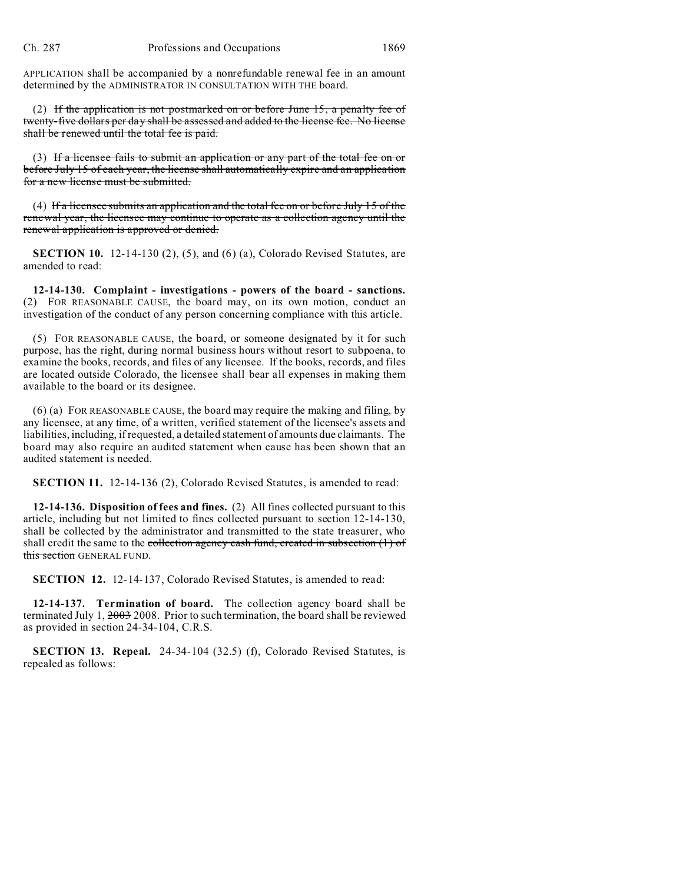APPLICATION shall be accompanied by a nonrefundable renewal fee in an amount determined by the ADMINISTRATOR IN CONSULTATION WITH THE board.

(2) ~~If the application is not postmarked on or before June 15, a penalty fee of twenty-five dollars per day shall be assessed and added to the license fee. No license shall be renewed until the total fee is paid.~~

(3) ~~If a licensee fails to submit an application or any part of the total fee on or before July 15 of each year, the license shall automatically expire and an application for a new license must be submitted.~~

(4) ~~If a licensee submits an application and the total fee on or before July 15 of the renewal year, the licensee may continue to operate as a collection agency until the renewal application is approved or denied.~~

**SECTION 10.** 12-14-130 (2), (5), and (6) (a), Colorado Revised Statutes, are amended to read:

**12-14-130. Complaint - investigations - powers of the board - sanctions.** (2) FOR REASONABLE CAUSE, the board may, on its own motion, conduct an investigation of the conduct of any person concerning compliance with this article.

(5) FOR REASONABLE CAUSE, the board, or someone designated by it for such purpose, has the right, during normal business hours without resort to subpoena, to examine the books, records, and files of any licensee. If the books, records, and files are located outside Colorado, the licensee shall bear all expenses in making them available to the board or its designee.

(6) (a) FOR REASONABLE CAUSE, the board may require the making and filing, by any licensee, at any time, of a written, verified statement of the licensee's assets and liabilities, including, if requested, a detailed statement of amounts due claimants. The board may also require an audited statement when cause has been shown that an audited statement is needed.

**SECTION 11.** 12-14-136 (2), Colorado Revised Statutes, is amended to read:

**12-14-136. Disposition of fees and fines.** (2) All fines collected pursuant to this article, including but not limited to fines collected pursuant to section 12-14-130, shall be collected by the administrator and transmitted to the state treasurer, who shall credit the same to the ~~collection agency cash fund, created in subsection (1) of this section~~ GENERAL FUND.

**SECTION 12.** 12-14-137, Colorado Revised Statutes, is amended to read:

**12-14-137. Termination of board.** The collection agency board shall be terminated July 1, ~~2003~~ 2008. Prior to such termination, the board shall be reviewed as provided in section 24-34-104, C.R.S.

**SECTION 13. Repeal.** 24-34-104 (32.5) (f), Colorado Revised Statutes, is repealed as follows: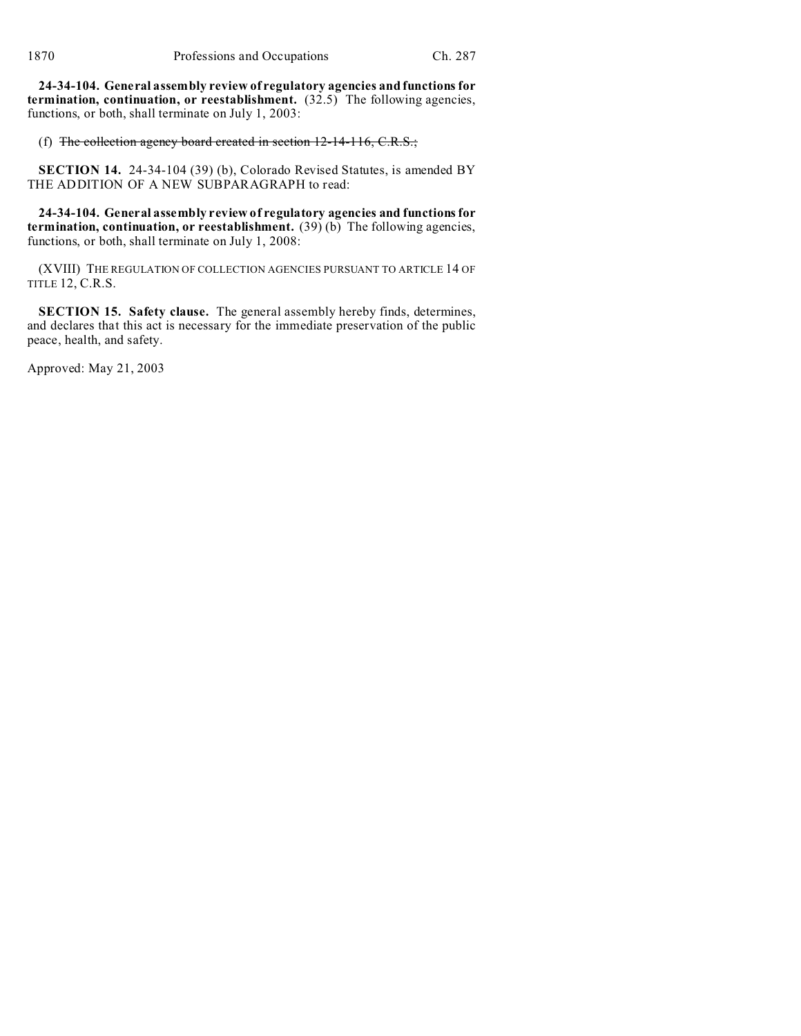**24-34-104. General assembly review of regulatory agencies and functions for termination, continuation, or reestablishment.** (32.5) The following agencies, functions, or both, shall terminate on July 1, 2003:

(f) ~~The collection agency board created in section 12-14-116, C.R.S.;~~

**SECTION 14.** 24-34-104 (39) (b), Colorado Revised Statutes, is amended BY THE ADDITION OF A NEW SUBPARAGRAPH to read:

**24-34-104. General assembly review of regulatory agencies and functions for termination, continuation, or reestablishment.** (39) (b) The following agencies, functions, or both, shall terminate on July 1, 2008:

(XVIII) THE REGULATION OF COLLECTION AGENCIES PURSUANT TO ARTICLE 14 OF TITLE 12, C.R.S.

**SECTION 15. Safety clause.** The general assembly hereby finds, determines, and declares that this act is necessary for the immediate preservation of the public peace, health, and safety.

Approved: May 21, 2003